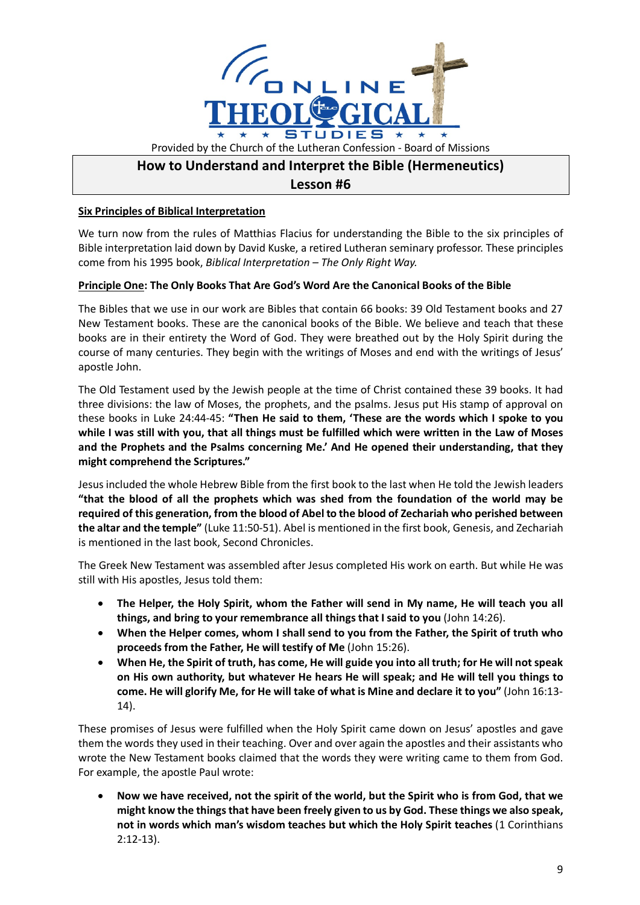Provided by the Church of the Lutheran Confession - Board of Missions

# How to Understand and Interpret the Bible (Hermeneutics)
## Lesson #6

**Six Principles of Biblical Interpretation**

We turn now from the rules of Matthias Flacius for understanding the Bible to the six principles of Bible interpretation laid down by David Kuske, a retired Lutheran seminary professor. These principles come from his 1995 book, *Biblical Interpretation – The Only Right Way.*

**Principle One: The Only Books That Are God's Word Are the Canonical Books of the Bible**

The Bibles that we use in our work are Bibles that contain 66 books: 39 Old Testament books and 27 New Testament books. These are the canonical books of the Bible. We believe and teach that these books are in their entirety the Word of God. They were breathed out by the Holy Spirit during the course of many centuries. They begin with the writings of Moses and end with the writings of Jesus' apostle John.

The Old Testament used by the Jewish people at the time of Christ contained these 39 books. It had three divisions: the law of Moses, the prophets, and the psalms. Jesus put His stamp of approval on these books in Luke 24:44-45: **"Then He said to them, 'These are the words which I spoke to you while I was still with you, that all things must be fulfilled which were written in the Law of Moses and the Prophets and the Psalms concerning Me.' And He opened their understanding, that they might comprehend the Scriptures."**

Jesus included the whole Hebrew Bible from the first book to the last when He told the Jewish leaders **"that the blood of all the prophets which was shed from the foundation of the world may be required of this generation, from the blood of Abel to the blood of Zechariah who perished between the altar and the temple"** (Luke 11:50-51). Abel is mentioned in the first book, Genesis, and Zechariah is mentioned in the last book, Second Chronicles.

The Greek New Testament was assembled after Jesus completed His work on earth. But while He was still with His apostles, Jesus told them:

- **The Helper, the Holy Spirit, whom the Father will send in My name, He will teach you all things, and bring to your remembrance all things that I said to you** (John 14:26).
- **When the Helper comes, whom I shall send to you from the Father, the Spirit of truth who proceeds from the Father, He will testify of Me** (John 15:26).
- **When He, the Spirit of truth, has come, He will guide you into all truth; for He will not speak on His own authority, but whatever He hears He will speak; and He will tell you things to come. He will glorify Me, for He will take of what is Mine and declare it to you"** (John 16:13-14).

These promises of Jesus were fulfilled when the Holy Spirit came down on Jesus' apostles and gave them the words they used in their teaching. Over and over again the apostles and their assistants who wrote the New Testament books claimed that the words they were writing came to them from God. For example, the apostle Paul wrote:

- **Now we have received, not the spirit of the world, but the Spirit who is from God, that we might know the things that have been freely given to us by God. These things we also speak, not in words which man's wisdom teaches but which the Holy Spirit teaches** (1 Corinthians 2:12-13).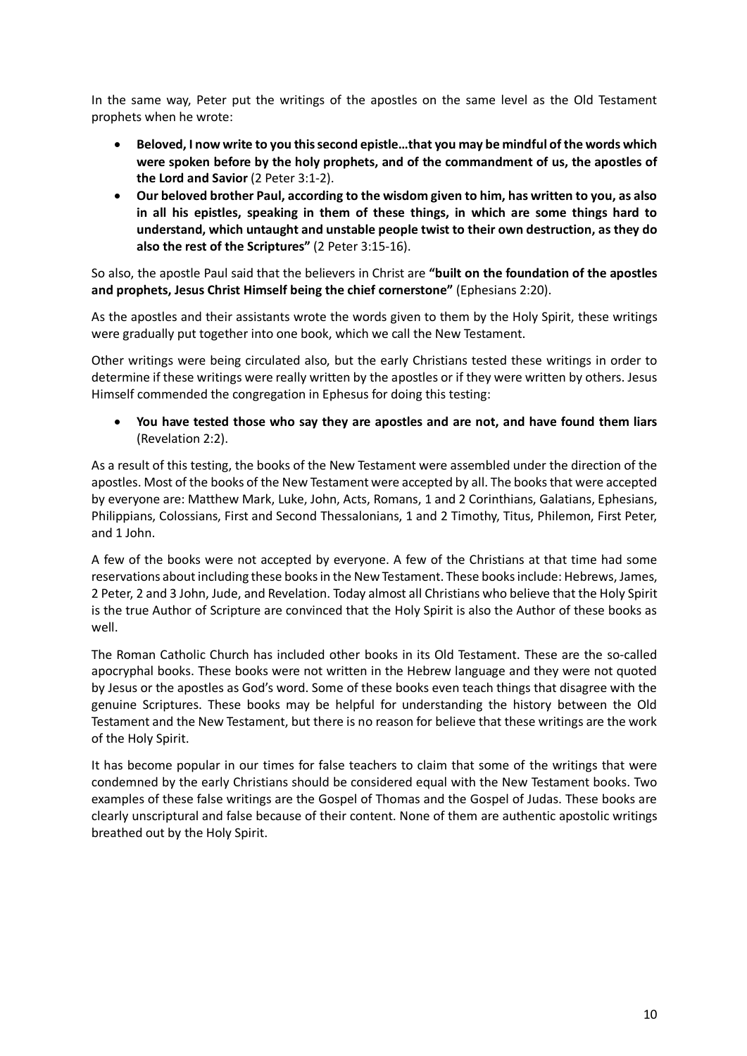In the same way, Peter put the writings of the apostles on the same level as the Old Testament prophets when he wrote:

- **Beloved, I now write to you this second epistle…that you may be mindful of the words which were spoken before by the holy prophets, and of the commandment of us, the apostles of the Lord and Savior** (2 Peter 3:1-2).
- **Our beloved brother Paul, according to the wisdom given to him, has written to you, as also in all his epistles, speaking in them of these things, in which are some things hard to understand, which untaught and unstable people twist to their own destruction, as they do also the rest of the Scriptures"** (2 Peter 3:15-16).

So also, the apostle Paul said that the believers in Christ are **"built on the foundation of the apostles and prophets, Jesus Christ Himself being the chief cornerstone"** (Ephesians 2:20).

As the apostles and their assistants wrote the words given to them by the Holy Spirit, these writings were gradually put together into one book, which we call the New Testament.

Other writings were being circulated also, but the early Christians tested these writings in order to determine if these writings were really written by the apostles or if they were written by others. Jesus Himself commended the congregation in Ephesus for doing this testing:

- **You have tested those who say they are apostles and are not, and have found them liars** (Revelation 2:2).

As a result of this testing, the books of the New Testament were assembled under the direction of the apostles. Most of the books of the New Testament were accepted by all. The books that were accepted by everyone are: Matthew Mark, Luke, John, Acts, Romans, 1 and 2 Corinthians, Galatians, Ephesians, Philippians, Colossians, First and Second Thessalonians, 1 and 2 Timothy, Titus, Philemon, First Peter, and 1 John.

A few of the books were not accepted by everyone. A few of the Christians at that time had some reservations about including these books in the New Testament. These books include: Hebrews, James, 2 Peter, 2 and 3 John, Jude, and Revelation. Today almost all Christians who believe that the Holy Spirit is the true Author of Scripture are convinced that the Holy Spirit is also the Author of these books as well.

The Roman Catholic Church has included other books in its Old Testament. These are the so-called apocryphal books. These books were not written in the Hebrew language and they were not quoted by Jesus or the apostles as God's word. Some of these books even teach things that disagree with the genuine Scriptures. These books may be helpful for understanding the history between the Old Testament and the New Testament, but there is no reason for believe that these writings are the work of the Holy Spirit.

It has become popular in our times for false teachers to claim that some of the writings that were condemned by the early Christians should be considered equal with the New Testament books. Two examples of these false writings are the Gospel of Thomas and the Gospel of Judas. These books are clearly unscriptural and false because of their content. None of them are authentic apostolic writings breathed out by the Holy Spirit.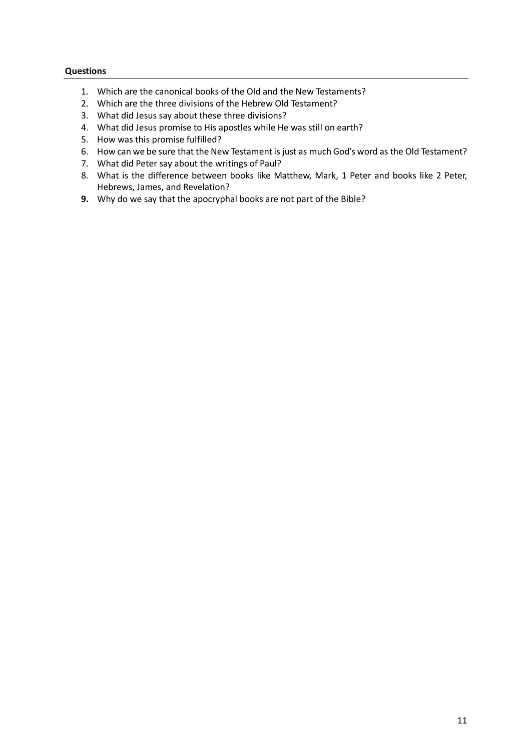**Questions**

1. Which are the canonical books of the Old and the New Testaments?
2. Which are the three divisions of the Hebrew Old Testament?
3. What did Jesus say about these three divisions?
4. What did Jesus promise to His apostles while He was still on earth?
5. How was this promise fulfilled?
6. How can we be sure that the New Testament is just as much God's word as the Old Testament?
7. What did Peter say about the writings of Paul?
8. What is the difference between books like Matthew, Mark, 1 Peter and books like 2 Peter, Hebrews, James, and Revelation?
9. Why do we say that the apocryphal books are not part of the Bible?